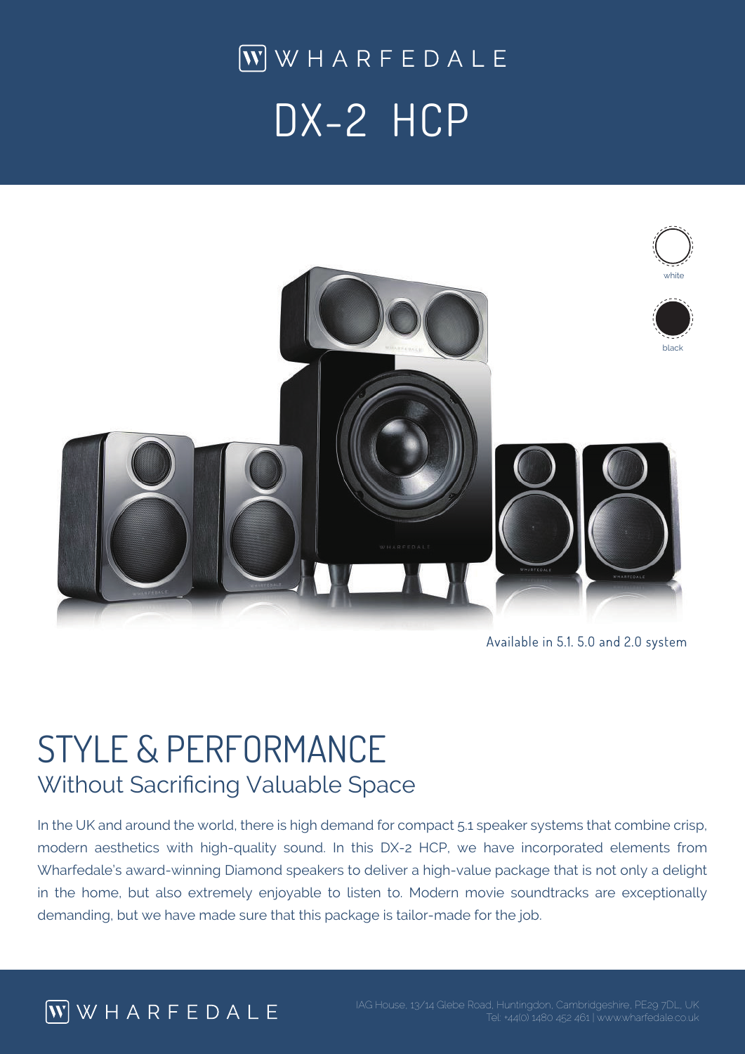# WHARFEDALE

# DX-2 HCP

white

black

Available in 5.1. 5.0 and 2.0 system

## STYLE & PERFORMANCE

### Without Sacrificing Valuable Space

In the UK and around the world, there is high demand for compact 5.1 speaker systems that combine crisp, modern aesthetics with high-quality sound. In this DX-2 HCP, we have incorporated elements from Wharfedale's award-winning Diamond speakers to deliver a high-value package that is not only a delight in the home, but also extremely enjoyable to listen to. Modern movie soundtracks are exceptionally demanding, but we have made sure that this package is tailor-made for the job.

WHARFEDALE

IAG House, 13/14 Glebe Road, Huntingdon, Cambridgeshire, PE29 7DL, UK
Tel: +44(0) 1480 452 461 | www.wharfedale.co.uk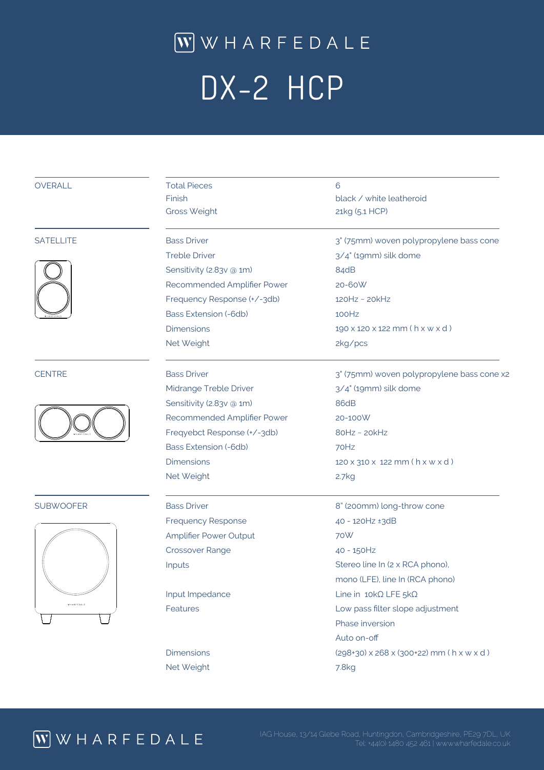# WHARFEDALE

# DX-2 HCP

## OVERALL

| | |
|---|---|
| Total Pieces | 6 |
| Finish | black / white leatheroid |
| Gross Weight | 21kg (5.1 HCP) |

## SATELLITE

| | |
|---|---|
| Bass Driver | 3" (75mm) woven polypropylene bass cone |
| Treble Driver | 3/4" (19mm) silk dome |
| Sensitivity (2.83v @ 1m) | 84dB |
| Recommended Amplifier Power | 20-60W |
| Frequency Response (+/-3db) | 120Hz ~ 20kHz |
| Bass Extension (-6db) | 100Hz |
| Dimensions | 190 x 120 x 122 mm ( h x w x d ) |
| Net Weight | 2kg/pcs |

## CENTRE

| | |
|---|---|
| Bass Driver | 3" (75mm) woven polypropylene bass cone x2 |
| Midrange Treble Driver | 3/4" (19mm) silk dome |
| Sensitivity (2.83v @ 1m) | 86dB |
| Recommended Amplifier Power | 20-100W |
| Freqyebct Response (+/-3db) | 80Hz ~ 20kHz |
| Bass Extension (-6db) | 70Hz |
| Dimensions | 120 x 310 x 122 mm ( h x w x d ) |
| Net Weight | 2.7kg |

## SUBWOOFER

| | |
|---|---|
| Bass Driver | 8" (200mm) long-throw cone |
| Frequency Response | 40 - 120Hz ±3dB |
| Amplifier Power Output | 70W |
| Crossover Range | 40 - 150Hz |
| Inputs | Stereo line In (2 x RCA phono), mono (LFE), line In (RCA phono) |
| Input Impedance | Line in 10kΩ LFE 5kΩ |
| Features | Low pass filter slope adjustment<br>Phase inversion<br>Auto on-off |
| Dimensions | (298+30) x 268 x (300+22) mm ( h x w x d ) |
| Net Weight | 7.8kg |

WHARFEDALE

IAG House, 13/14 Glebe Road, Huntingdon, Cambridgeshire, PE29 7DL, UK
Tel: +44(0) 1480 452 461 | www.wharfedale.co.uk